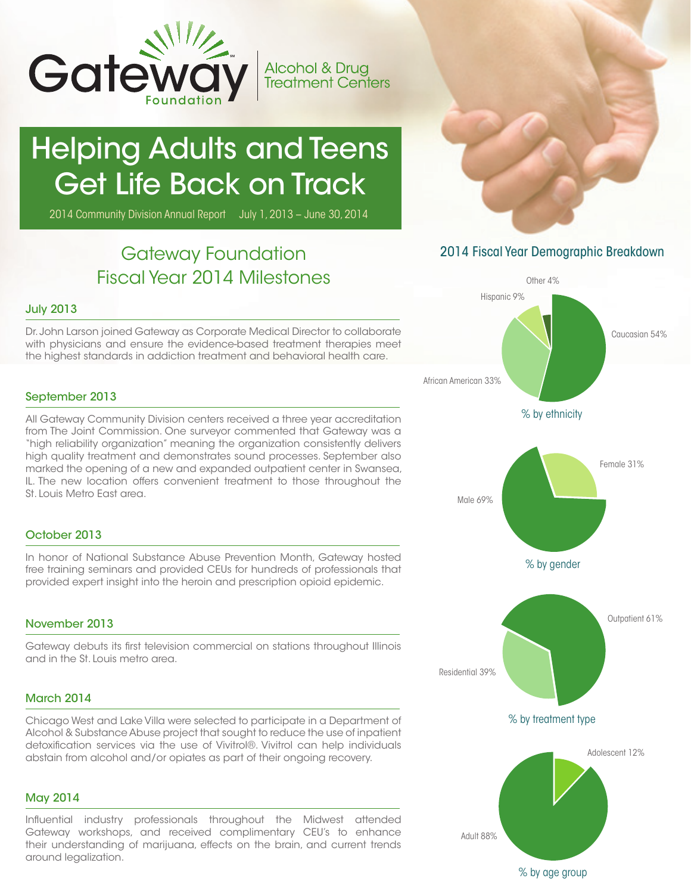Gateway Foundation | Alcohol & Drug Treatment Centers

# Helping Adults and Teens Get Life Back on Track

2014 Community Division Annual Report July 1, 2013 – June 30, 2014

## Gateway Foundation Fiscal Year 2014 Milestones

### July 2013

Dr. John Larson joined Gateway as Corporate Medical Director to collaborate with physicians and ensure the evidence-based treatment therapies meet the highest standards in addiction treatment and behavioral health care.

### September 2013

All Gateway Community Division centers received a three year accreditation from The Joint Commission. One surveyor commented that Gateway was a "high reliability organization" meaning the organization consistently delivers high quality treatment and demonstrates sound processes. September also marked the opening of a new and expanded outpatient center in Swansea, IL. The new location offers convenient treatment to those throughout the St. Louis Metro East area.

### October 2013

In honor of National Substance Abuse Prevention Month, Gateway hosted free training seminars and provided CEUs for hundreds of professionals that provided expert insight into the heroin and prescription opioid epidemic.

### November 2013

Gateway debuts its first television commercial on stations throughout Illinois and in the St. Louis metro area.

### March 2014

Chicago West and Lake Villa were selected to participate in a Department of Alcohol & Substance Abuse project that sought to reduce the use of inpatient detoxification services via the use of Vivitrol®. Vivitrol can help individuals abstain from alcohol and/or opiates as part of their ongoing recovery.

### May 2014

Influential industry professionals throughout the Midwest attended Gateway workshops, and received complimentary CEU's to enhance their understanding of marijuana, effects on the brain, and current trends around legalization.

## 2014 Fiscal Year Demographic Breakdown

% by ethnicity

| Ethnicity | % |
|---|---|
| Caucasian | 54% |
| African American | 33% |
| Hispanic | 9% |
| Other | 4% |

% by gender

| Gender | % |
|---|---|
| Male | 69% |
| Female | 31% |

% by treatment type

| Treatment type | % |
|---|---|
| Outpatient | 61% |
| Residential | 39% |

% by age group

| Age group | % |
|---|---|
| Adult | 88% |
| Adolescent | 12% |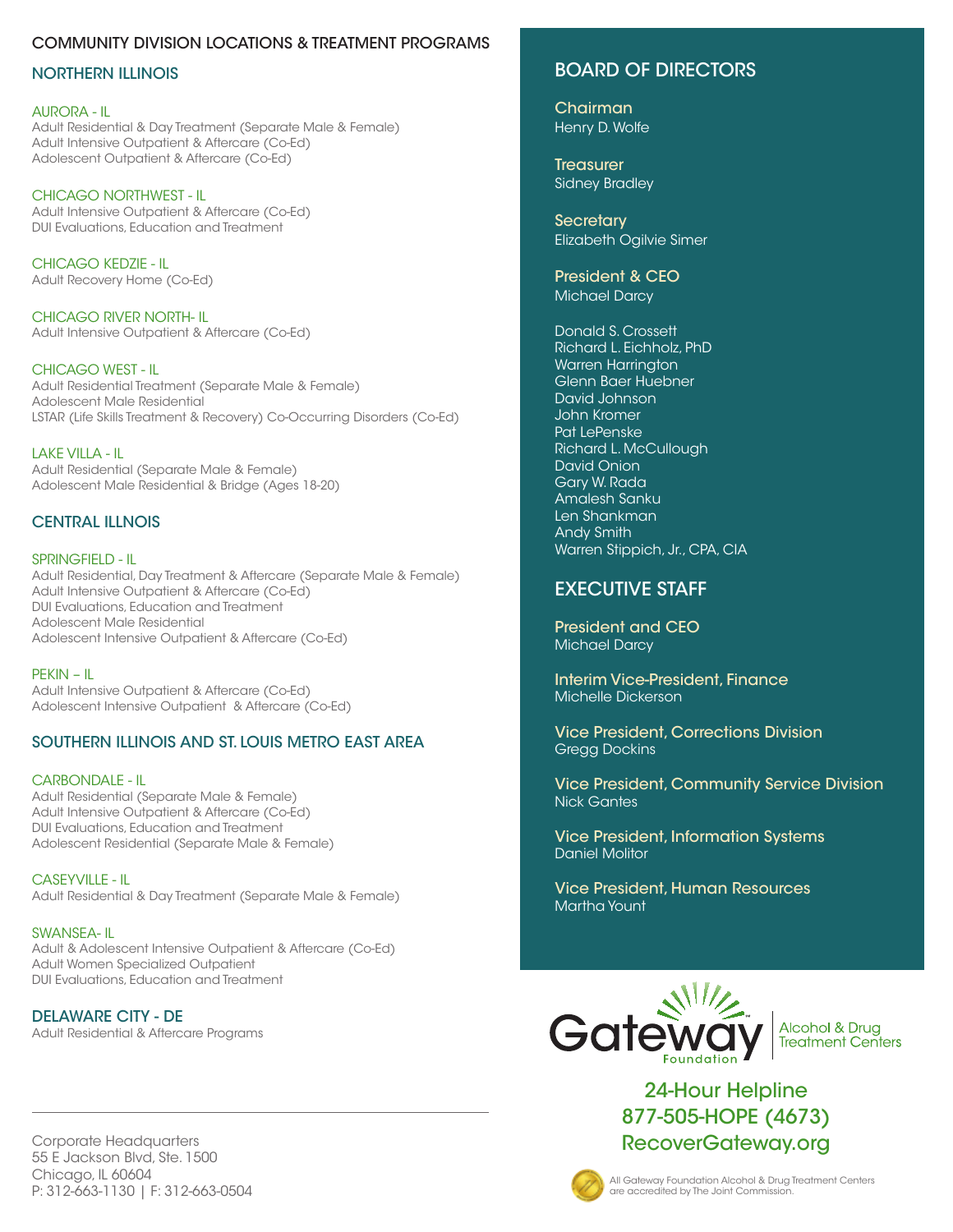## COMMUNITY DIVISION LOCATIONS & TREATMENT PROGRAMS

### NORTHERN ILLINOIS

AURORA - IL
Adult Residential & Day Treatment (Separate Male & Female)
Adult Intensive Outpatient & Aftercare (Co-Ed)
Adolescent Outpatient & Aftercare (Co-Ed)

CHICAGO NORTHWEST - IL
Adult Intensive Outpatient & Aftercare (Co-Ed)
DUI Evaluations, Education and Treatment

CHICAGO KEDZIE - IL
Adult Recovery Home (Co-Ed)

CHICAGO RIVER NORTH- IL
Adult Intensive Outpatient & Aftercare (Co-Ed)

CHICAGO WEST - IL
Adult Residential Treatment (Separate Male & Female)
Adolescent Male Residential
LSTAR (Life Skills Treatment & Recovery) Co-Occurring Disorders (Co-Ed)

LAKE VILLA - IL
Adult Residential (Separate Male & Female)
Adolescent Male Residential & Bridge (Ages 18-20)

### CENTRAL ILLNOIS

SPRINGFIELD - IL
Adult Residential, Day Treatment & Aftercare (Separate Male & Female)
Adult Intensive Outpatient & Aftercare (Co-Ed)
DUI Evaluations, Education and Treatment
Adolescent Male Residential
Adolescent Intensive Outpatient & Aftercare (Co-Ed)

PEKIN – IL
Adult Intensive Outpatient & Aftercare (Co-Ed)
Adolescent Intensive Outpatient & Aftercare (Co-Ed)

### SOUTHERN ILLINOIS AND ST. LOUIS METRO EAST AREA

CARBONDALE - IL
Adult Residential (Separate Male & Female)
Adult Intensive Outpatient & Aftercare (Co-Ed)
DUI Evaluations, Education and Treatment
Adolescent Residential (Separate Male & Female)

CASEYVILLE - IL
Adult Residential & Day Treatment (Separate Male & Female)

SWANSEA- IL
Adult & Adolescent Intensive Outpatient & Aftercare (Co-Ed)
Adult Women Specialized Outpatient
DUI Evaluations, Education and Treatment

### DELAWARE CITY - DE
Adult Residential & Aftercare Programs

Corporate Headquarters
55 E Jackson Blvd, Ste. 1500
Chicago, IL 60604
P: 312-663-1130 | F: 312-663-0504

## BOARD OF DIRECTORS

**Chairman**
Henry D. Wolfe

**Treasurer**
Sidney Bradley

**Secretary**
Elizabeth Ogilvie Simer

**President & CEO**
Michael Darcy

Donald S. Crossett
Richard L. Eichholz, PhD
Warren Harrington
Glenn Baer Huebner
David Johnson
John Kromer
Pat LePenske
Richard L. McCullough
David Onion
Gary W. Rada
Amalesh Sanku
Len Shankman
Andy Smith
Warren Stippich, Jr., CPA, CIA

## EXECUTIVE STAFF

**President and CEO**
Michael Darcy

**Interim Vice-President, Finance**
Michelle Dickerson

**Vice President, Corrections Division**
Gregg Dockins

**Vice President, Community Service Division**
Nick Gantes

**Vice President, Information Systems**
Daniel Molitor

**Vice President, Human Resources**
Martha Yount

Gateway Foundation | Alcohol & Drug Treatment Centers

24-Hour Helpline
877-505-HOPE (4673)
RecoverGateway.org

All Gateway Foundation Alcohol & Drug Treatment Centers are accredited by The Joint Commission.